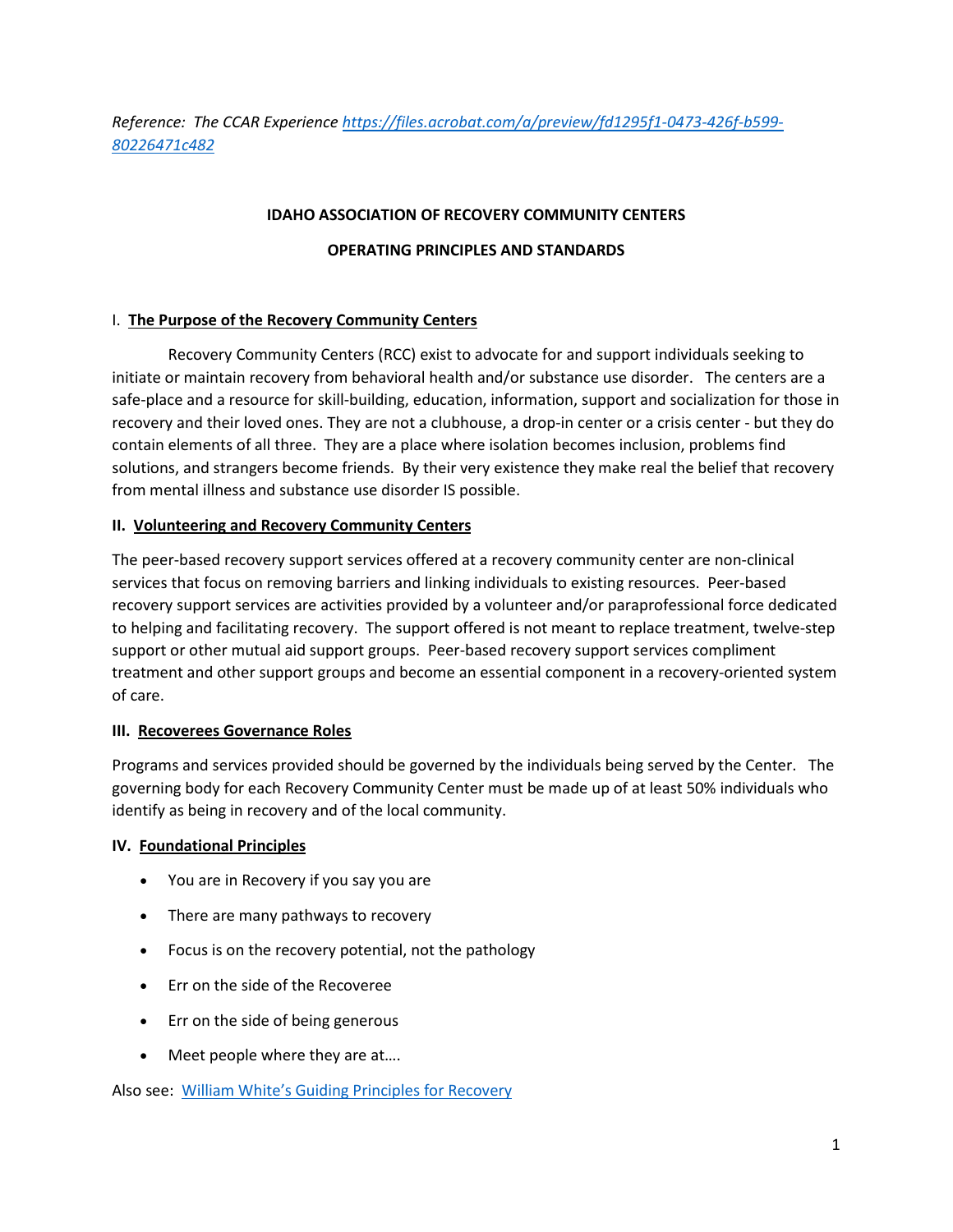*Reference: The CCAR Experience [https://files.acrobat.com/a/preview/fd1295f1-0473-426f-b599-80226471c482](https://files.acrobat.com/a/preview/fd1295f1-0473-426f-b599-80226471c482)*

# IDAHO ASSOCIATION OF RECOVERY COMMUNITY CENTERS

## OPERATING PRINCIPLES AND STANDARDS

### I. The Purpose of the Recovery Community Centers

Recovery Community Centers (RCC) exist to advocate for and support individuals seeking to initiate or maintain recovery from behavioral health and/or substance use disorder. The centers are a safe-place and a resource for skill-building, education, information, support and socialization for those in recovery and their loved ones. They are not a clubhouse, a drop-in center or a crisis center - but they do contain elements of all three. They are a place where isolation becomes inclusion, problems find solutions, and strangers become friends. By their very existence they make real the belief that recovery from mental illness and substance use disorder IS possible.

### II. Volunteering and Recovery Community Centers

The peer-based recovery support services offered at a recovery community center are non-clinical services that focus on removing barriers and linking individuals to existing resources. Peer-based recovery support services are activities provided by a volunteer and/or paraprofessional force dedicated to helping and facilitating recovery. The support offered is not meant to replace treatment, twelve-step support or other mutual aid support groups. Peer-based recovery support services compliment treatment and other support groups and become an essential component in a recovery-oriented system of care.

### III. Recoverees Governance Roles

Programs and services provided should be governed by the individuals being served by the Center. The governing body for each Recovery Community Center must be made up of at least 50% individuals who identify as being in recovery and of the local community.

### IV. Foundational Principles

- You are in Recovery if you say you are
- There are many pathways to recovery
- Focus is on the recovery potential, not the pathology
- Err on the side of the Recoveree
- Err on the side of being generous
- Meet people where they are at….

Also see: William White's Guiding Principles for Recovery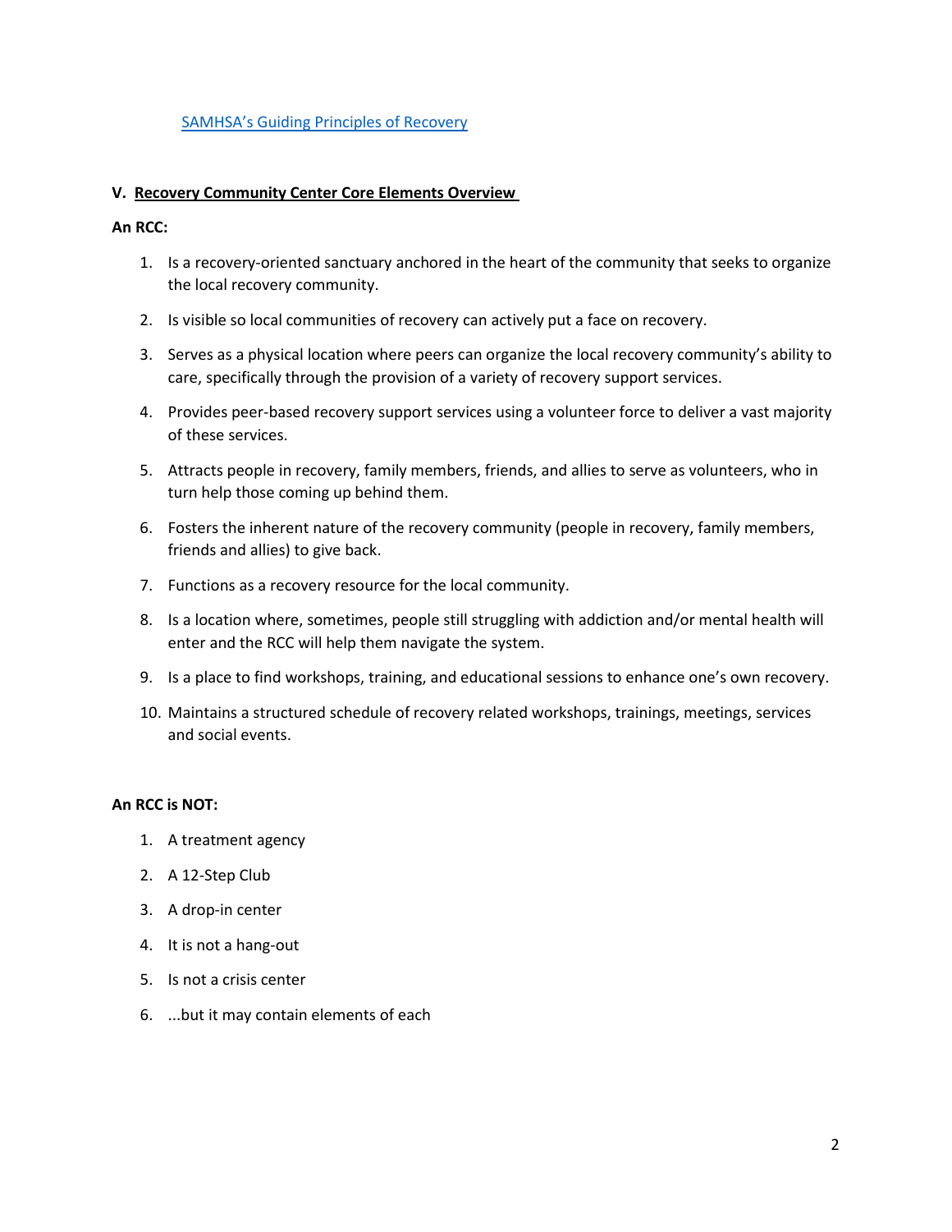[SAMHSA's Guiding Principles of Recovery]

## V. Recovery Community Center Core Elements Overview

**An RCC:**

1. Is a recovery-oriented sanctuary anchored in the heart of the community that seeks to organize the local recovery community.
2. Is visible so local communities of recovery can actively put a face on recovery.
3. Serves as a physical location where peers can organize the local recovery community's ability to care, specifically through the provision of a variety of recovery support services.
4. Provides peer-based recovery support services using a volunteer force to deliver a vast majority of these services.
5. Attracts people in recovery, family members, friends, and allies to serve as volunteers, who in turn help those coming up behind them.
6. Fosters the inherent nature of the recovery community (people in recovery, family members, friends and allies) to give back.
7. Functions as a recovery resource for the local community.
8. Is a location where, sometimes, people still struggling with addiction and/or mental health will enter and the RCC will help them navigate the system.
9. Is a place to find workshops, training, and educational sessions to enhance one's own recovery.
10. Maintains a structured schedule of recovery related workshops, trainings, meetings, services and social events.

**An RCC is NOT:**

1. A treatment agency
2. A 12-Step Club
3. A drop-in center
4. It is not a hang-out
5. Is not a crisis center
6. ...but it may contain elements of each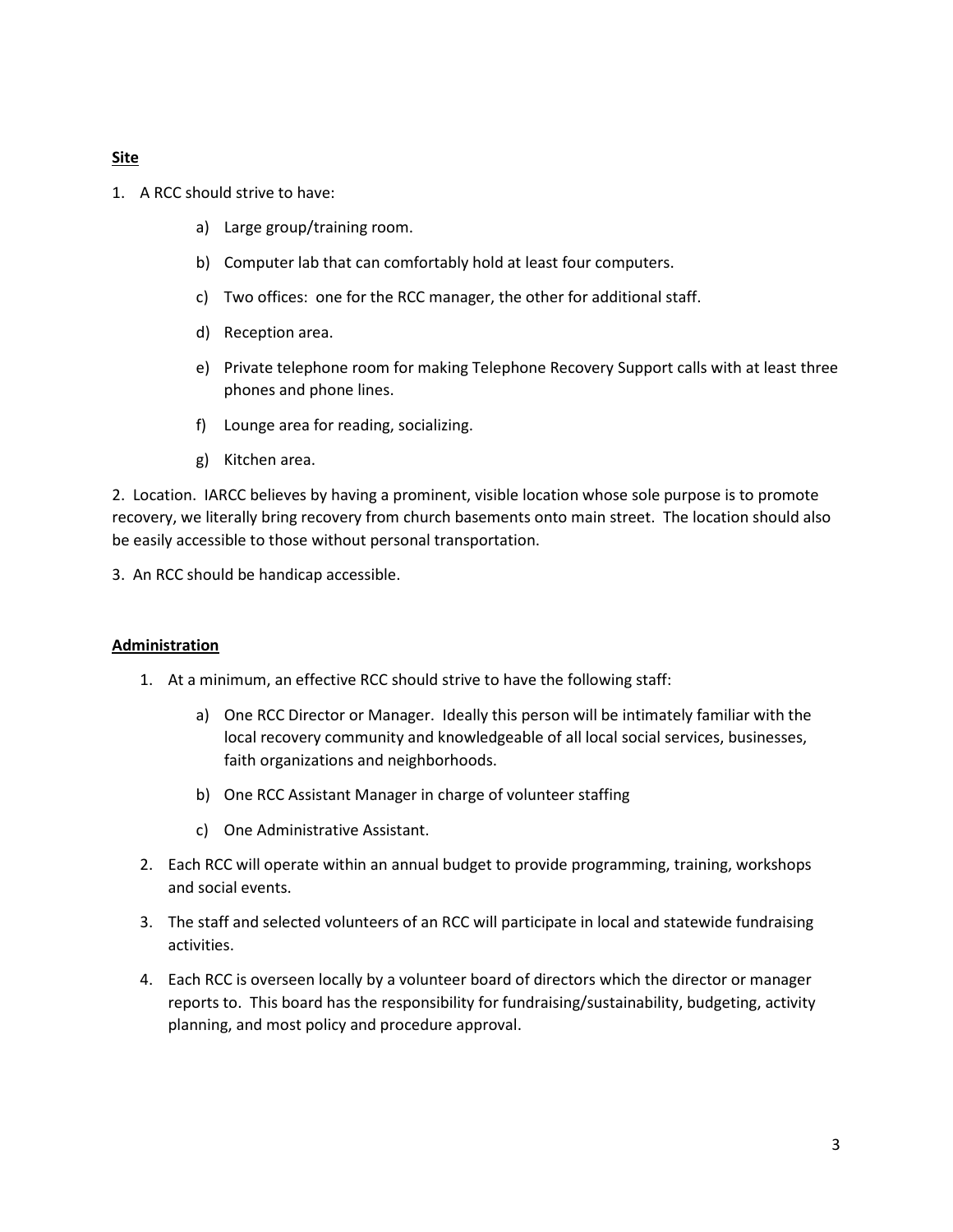**Site**

1. A RCC should strive to have:
    a) Large group/training room.
    b) Computer lab that can comfortably hold at least four computers.
    c) Two offices: one for the RCC manager, the other for additional staff.
    d) Reception area.
    e) Private telephone room for making Telephone Recovery Support calls with at least three phones and phone lines.
    f) Lounge area for reading, socializing.
    g) Kitchen area.

2. Location. IARCC believes by having a prominent, visible location whose sole purpose is to promote recovery, we literally bring recovery from church basements onto main street. The location should also be easily accessible to those without personal transportation.

3. An RCC should be handicap accessible.

**Administration**

1. At a minimum, an effective RCC should strive to have the following staff:
    a) One RCC Director or Manager. Ideally this person will be intimately familiar with the local recovery community and knowledgeable of all local social services, businesses, faith organizations and neighborhoods.
    b) One RCC Assistant Manager in charge of volunteer staffing
    c) One Administrative Assistant.
2. Each RCC will operate within an annual budget to provide programming, training, workshops and social events.
3. The staff and selected volunteers of an RCC will participate in local and statewide fundraising activities.
4. Each RCC is overseen locally by a volunteer board of directors which the director or manager reports to. This board has the responsibility for fundraising/sustainability, budgeting, activity planning, and most policy and procedure approval.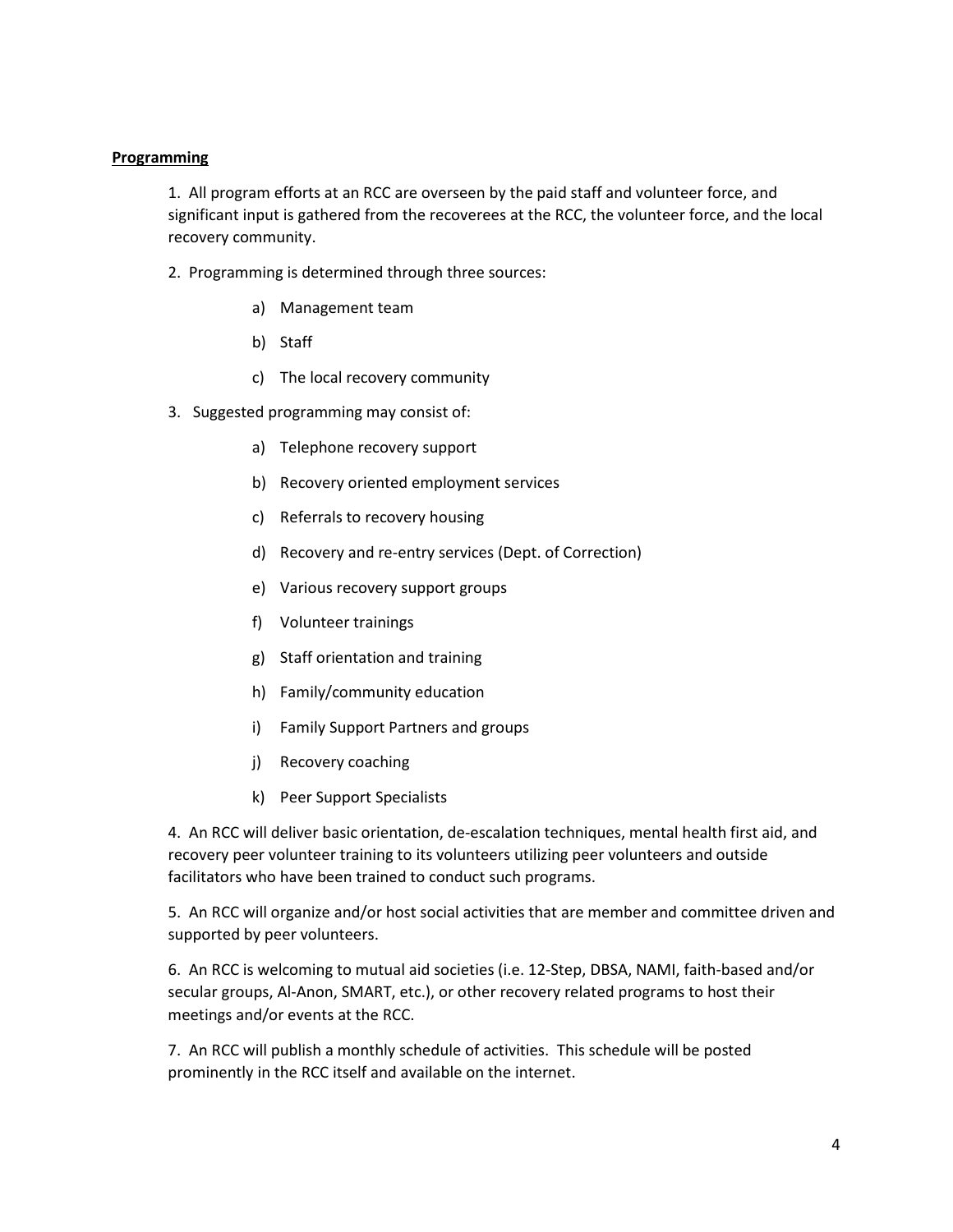**Programming**

1. All program efforts at an RCC are overseen by the paid staff and volunteer force, and significant input is gathered from the recoverees at the RCC, the volunteer force, and the local recovery community.

2. Programming is determined through three sources:

   a) Management team

   b) Staff

   c) The local recovery community

3. Suggested programming may consist of:

   a) Telephone recovery support

   b) Recovery oriented employment services

   c) Referrals to recovery housing

   d) Recovery and re-entry services (Dept. of Correction)

   e) Various recovery support groups

   f) Volunteer trainings

   g) Staff orientation and training

   h) Family/community education

   i) Family Support Partners and groups

   j) Recovery coaching

   k) Peer Support Specialists

4. An RCC will deliver basic orientation, de-escalation techniques, mental health first aid, and recovery peer volunteer training to its volunteers utilizing peer volunteers and outside facilitators who have been trained to conduct such programs.

5. An RCC will organize and/or host social activities that are member and committee driven and supported by peer volunteers.

6. An RCC is welcoming to mutual aid societies (i.e. 12-Step, DBSA, NAMI, faith-based and/or secular groups, Al-Anon, SMART, etc.), or other recovery related programs to host their meetings and/or events at the RCC.

7. An RCC will publish a monthly schedule of activities. This schedule will be posted prominently in the RCC itself and available on the internet.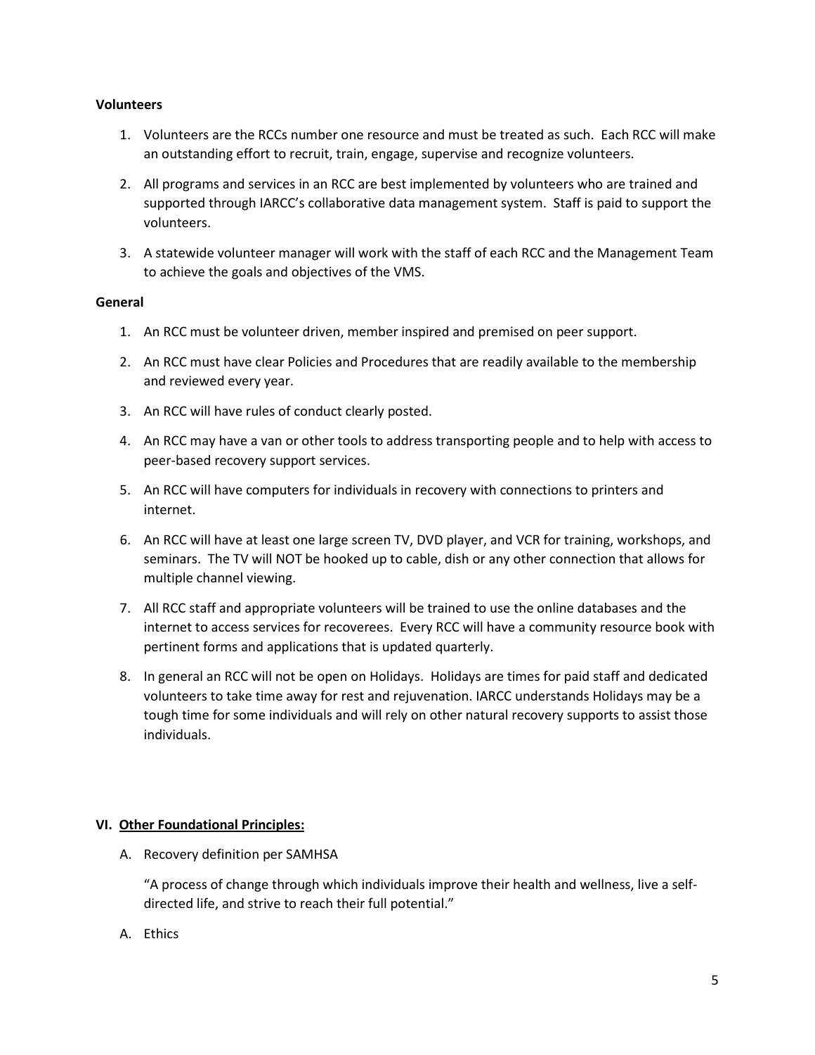**Volunteers**

1. Volunteers are the RCCs number one resource and must be treated as such. Each RCC will make an outstanding effort to recruit, train, engage, supervise and recognize volunteers.
2. All programs and services in an RCC are best implemented by volunteers who are trained and supported through IARCC's collaborative data management system. Staff is paid to support the volunteers.
3. A statewide volunteer manager will work with the staff of each RCC and the Management Team to achieve the goals and objectives of the VMS.

**General**

1. An RCC must be volunteer driven, member inspired and premised on peer support.
2. An RCC must have clear Policies and Procedures that are readily available to the membership and reviewed every year.
3. An RCC will have rules of conduct clearly posted.
4. An RCC may have a van or other tools to address transporting people and to help with access to peer-based recovery support services.
5. An RCC will have computers for individuals in recovery with connections to printers and internet.
6. An RCC will have at least one large screen TV, DVD player, and VCR for training, workshops, and seminars. The TV will NOT be hooked up to cable, dish or any other connection that allows for multiple channel viewing.
7. All RCC staff and appropriate volunteers will be trained to use the online databases and the internet to access services for recoverees. Every RCC will have a community resource book with pertinent forms and applications that is updated quarterly.
8. In general an RCC will not be open on Holidays. Holidays are times for paid staff and dedicated volunteers to take time away for rest and rejuvenation. IARCC understands Holidays may be a tough time for some individuals and will rely on other natural recovery supports to assist those individuals.

**VI. <u>Other Foundational Principles:</u>**

A. Recovery definition per SAMHSA

"A process of change through which individuals improve their health and wellness, live a self-directed life, and strive to reach their full potential."

A. Ethics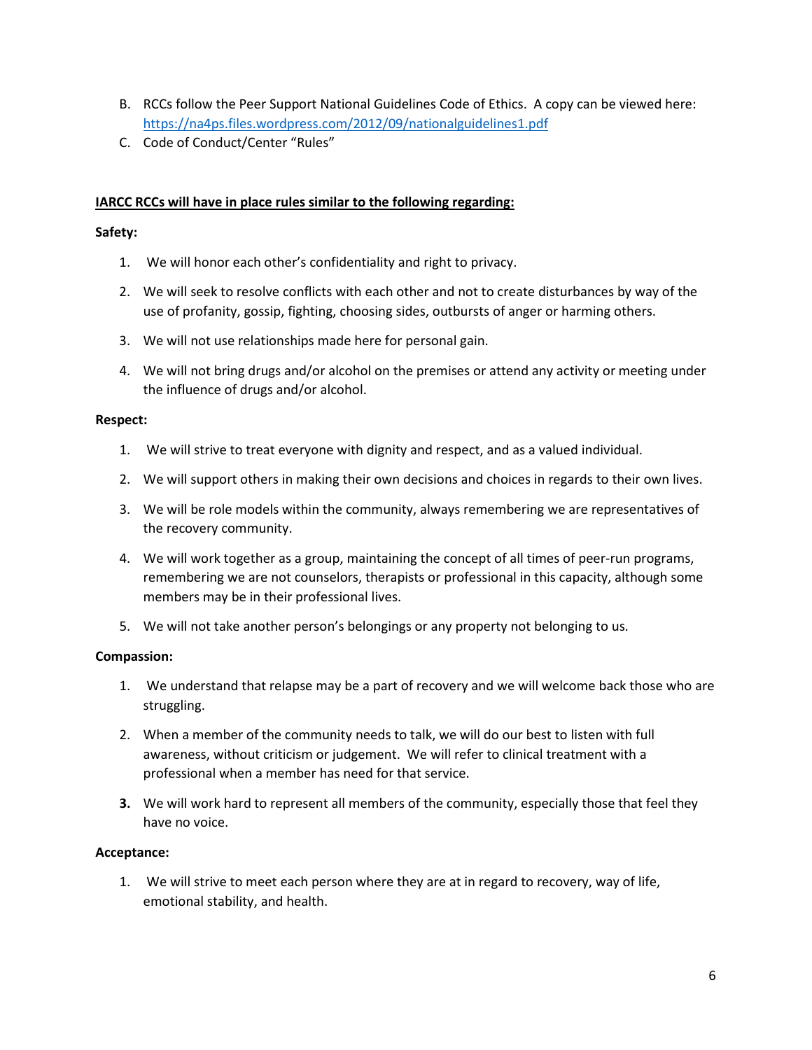B. RCCs follow the Peer Support National Guidelines Code of Ethics. A copy can be viewed here: https://na4ps.files.wordpress.com/2012/09/nationalguidelines1.pdf

C. Code of Conduct/Center "Rules"

**IARCC RCCs will have in place rules similar to the following regarding:**

**Safety:**

1. We will honor each other's confidentiality and right to privacy.
2. We will seek to resolve conflicts with each other and not to create disturbances by way of the use of profanity, gossip, fighting, choosing sides, outbursts of anger or harming others.
3. We will not use relationships made here for personal gain.
4. We will not bring drugs and/or alcohol on the premises or attend any activity or meeting under the influence of drugs and/or alcohol.

**Respect:**

1. We will strive to treat everyone with dignity and respect, and as a valued individual.
2. We will support others in making their own decisions and choices in regards to their own lives.
3. We will be role models within the community, always remembering we are representatives of the recovery community.
4. We will work together as a group, maintaining the concept of all times of peer-run programs, remembering we are not counselors, therapists or professional in this capacity, although some members may be in their professional lives.
5. We will not take another person's belongings or any property not belonging to us.

**Compassion:**

1. We understand that relapse may be a part of recovery and we will welcome back those who are struggling.
2. When a member of the community needs to talk, we will do our best to listen with full awareness, without criticism or judgement. We will refer to clinical treatment with a professional when a member has need for that service.
3. We will work hard to represent all members of the community, especially those that feel they have no voice.

**Acceptance:**

1. We will strive to meet each person where they are at in regard to recovery, way of life, emotional stability, and health.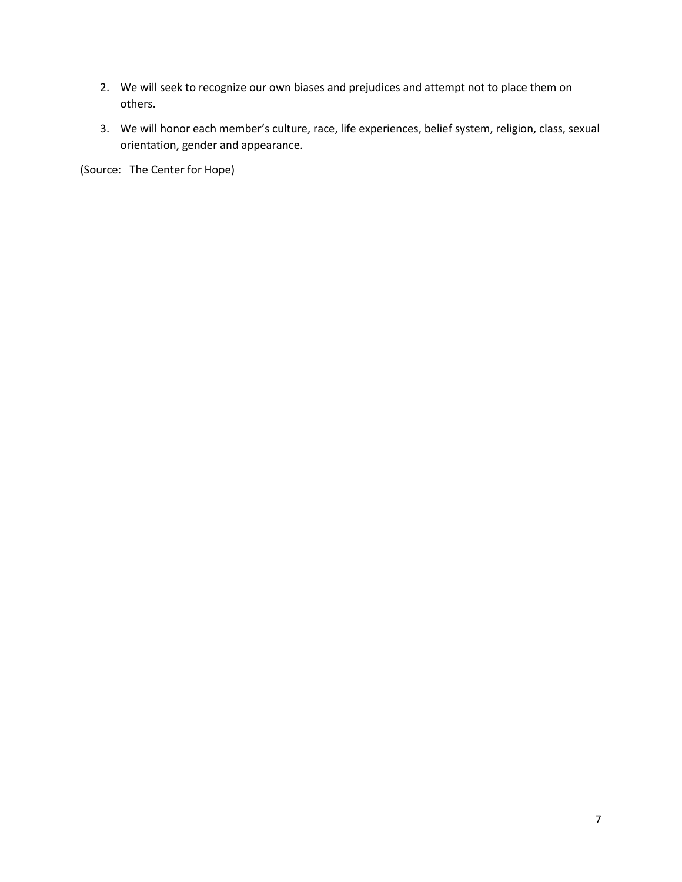2. We will seek to recognize our own biases and prejudices and attempt not to place them on others.
3. We will honor each member's culture, race, life experiences, belief system, religion, class, sexual orientation, gender and appearance.

(Source: The Center for Hope)